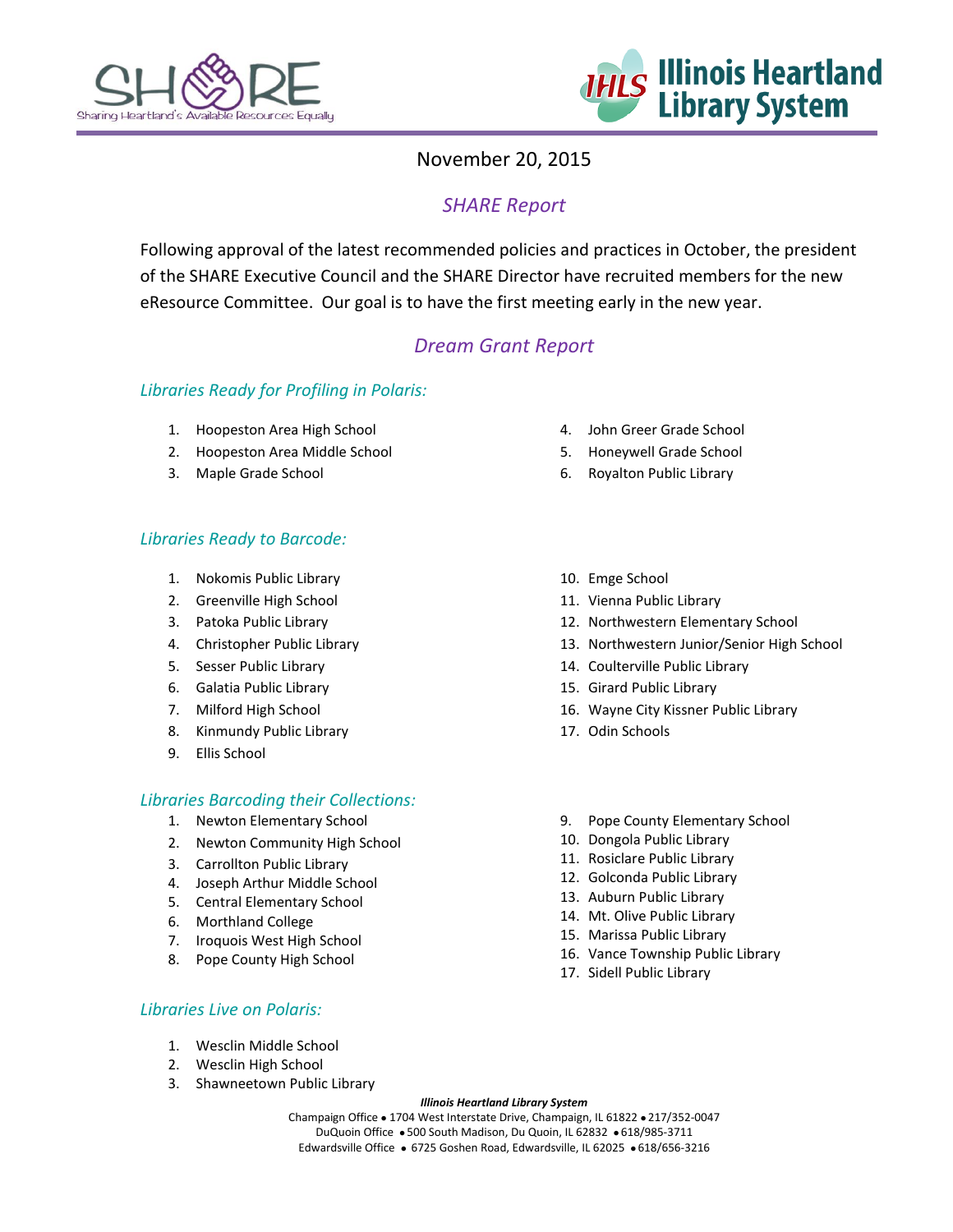November 20, 2015

## *SHARE Report*

Following approval of the latest recommended policies and practices in October, the president of the SHARE Executive Council and the SHARE Director have recruited members for the new eResource Committee. Our goal is to have the first meeting early in the new year.

## *Dream Grant Report*

### *Libraries Ready for Profiling in Polaris:*

1. Hoopeston Area High School
2. Hoopeston Area Middle School
3. Maple Grade School
4. John Greer Grade School
5. Honeywell Grade School
6. Royalton Public Library

### *Libraries Ready to Barcode:*

1. Nokomis Public Library
2. Greenville High School
3. Patoka Public Library
4. Christopher Public Library
5. Sesser Public Library
6. Galatia Public Library
7. Milford High School
8. Kinmundy Public Library
9. Ellis School
10. Emge School
11. Vienna Public Library
12. Northwestern Elementary School
13. Northwestern Junior/Senior High School
14. Coulterville Public Library
15. Girard Public Library
16. Wayne City Kissner Public Library
17. Odin Schools

### *Libraries Barcoding their Collections:*

1. Newton Elementary School
2. Newton Community High School
3. Carrollton Public Library
4. Joseph Arthur Middle School
5. Central Elementary School
6. Morthland College
7. Iroquois West High School
8. Pope County High School
9. Pope County Elementary School
10. Dongola Public Library
11. Rosiclare Public Library
12. Golconda Public Library
13. Auburn Public Library
14. Mt. Olive Public Library
15. Marissa Public Library
16. Vance Township Public Library
17. Sidell Public Library

### *Libraries Live on Polaris:*

1. Wesclin Middle School
2. Wesclin High School
3. Shawneetown Public Library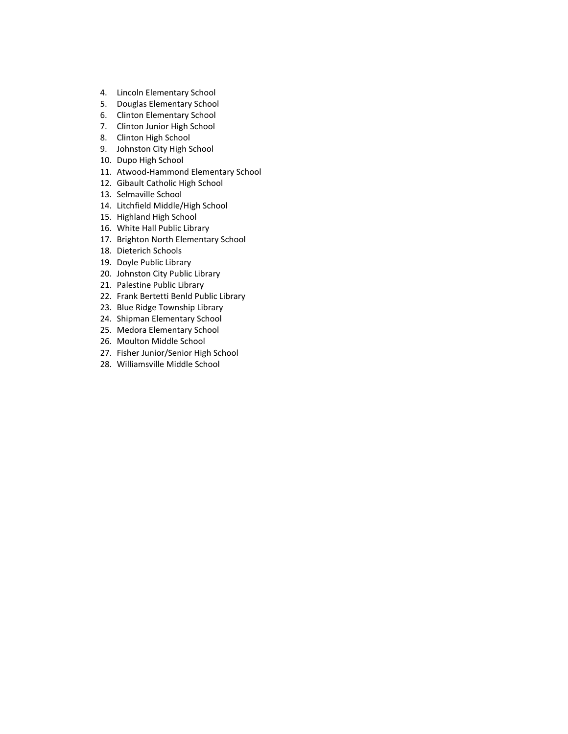4. Lincoln Elementary School
5. Douglas Elementary School
6. Clinton Elementary School
7. Clinton Junior High School
8. Clinton High School
9. Johnston City High School
10. Dupo High School
11. Atwood-Hammond Elementary School
12. Gibault Catholic High School
13. Selmaville School
14. Litchfield Middle/High School
15. Highland High School
16. White Hall Public Library
17. Brighton North Elementary School
18. Dieterich Schools
19. Doyle Public Library
20. Johnston City Public Library
21. Palestine Public Library
22. Frank Bertetti Benld Public Library
23. Blue Ridge Township Library
24. Shipman Elementary School
25. Medora Elementary School
26. Moulton Middle School
27. Fisher Junior/Senior High School
28. Williamsville Middle School